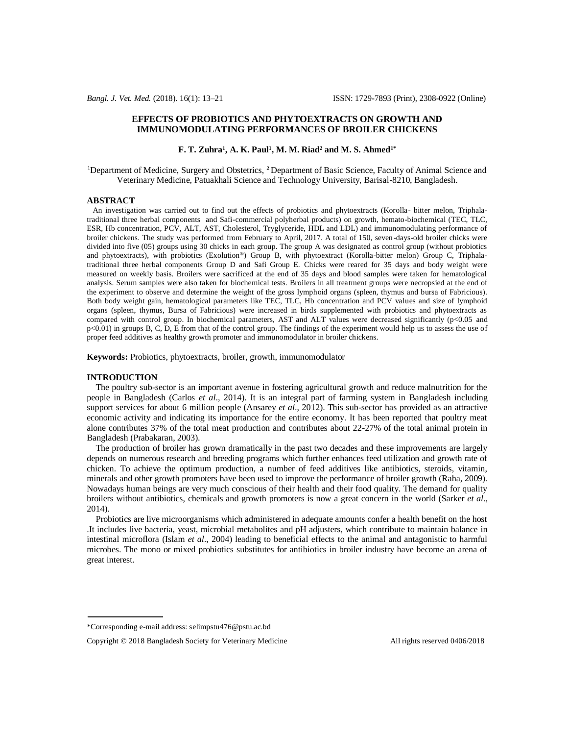# EFFECTS OF PROBIOTICS AND PHYTOEXTRACTS ON GROWTH AND IMMUNOMODULATING PERFORMANCES OF BROILER CHICKENS

**F. T. Zuhra[1], A. K. Paul[1], M. M. Riad[2] and M. S. Ahmed[1*]**

[1]Department of Medicine, Surgery and Obstetrics, [2]Department of Basic Science, Faculty of Animal Science and Veterinary Medicine, Patuakhali Science and Technology University, Barisal-8210, Bangladesh.

## ABSTRACT

An investigation was carried out to find out the effects of probiotics and phytoextracts (Korolla- bitter melon, Triphala-traditional three herbal components and Safi-commercial polyherbal products) on growth, hemato-biochemical (TEC, TLC, ESR, Hb concentration, PCV, ALT, AST, Cholesterol, Tryglyceride, HDL and LDL) and immunomodulating performance of broiler chickens. The study was performed from February to April, 2017. A total of 150, seven-days-old broiler chicks were divided into five (05) groups using 30 chicks in each group. The group A was designated as control group (without probiotics and phytoextracts), with probiotics (Exolution®) Group B, with phytoextract (Korolla-bitter melon) Group C, Triphala-traditional three herbal components Group D and Safi Group E. Chicks were reared for 35 days and body weight were measured on weekly basis. Broilers were sacrificed at the end of 35 days and blood samples were taken for hematological analysis. Serum samples were also taken for biochemical tests. Broilers in all treatment groups were necropsied at the end of the experiment to observe and determine the weight of the gross lymphoid organs (spleen, thymus and bursa of Fabricious). Both body weight gain, hematological parameters like TEC, TLC, Hb concentration and PCV values and size of lymphoid organs (spleen, thymus, Bursa of Fabricious) were increased in birds supplemented with probiotics and phytoextracts as compared with control group. In biochemical parameters, AST and ALT values were decreased significantly ($p<0.05$ and $p<0.01$) in groups B, C, D, E from that of the control group. The findings of the experiment would help us to assess the use of proper feed additives as healthy growth promoter and immunomodulator in broiler chickens.

**Keywords:** Probiotics, phytoextracts, broiler, growth, immunomodulator

## INTRODUCTION

The poultry sub-sector is an important avenue in fostering agricultural growth and reduce malnutrition for the people in Bangladesh (Carlos *et al*., 2014). It is an integral part of farming system in Bangladesh including support services for about 6 million people (Ansarey *et al*., 2012). This sub-sector has provided as an attractive economic activity and indicating its importance for the entire economy. It has been reported that poultry meat alone contributes 37% of the total meat production and contributes about 22-27% of the total animal protein in Bangladesh (Prabakaran, 2003).

The production of broiler has grown dramatically in the past two decades and these improvements are largely depends on numerous research and breeding programs which further enhances feed utilization and growth rate of chicken. To achieve the optimum production, a number of feed additives like antibiotics, steroids, vitamin, minerals and other growth promoters have been used to improve the performance of broiler growth (Raha, 2009). Nowadays human beings are very much conscious of their health and their food quality. The demand for quality broilers without antibiotics, chemicals and growth promoters is now a great concern in the world (Sarker *et al*., 2014).

Probiotics are live microorganisms which administered in adequate amounts confer a health benefit on the host .It includes live bacteria, yeast, microbial metabolites and pH adjusters, which contribute to maintain balance in intestinal microflora (Islam *et al*., 2004) leading to beneficial effects to the animal and antagonistic to harmful microbes. The mono or mixed probiotics substitutes for antibiotics in broiler industry have become an arena of great interest.

*Corresponding e-mail address: selimpstu476@pstu.ac.bd

Copyright © 2018 Bangladesh Society for Veterinary Medicine All rights reserved 0406/2018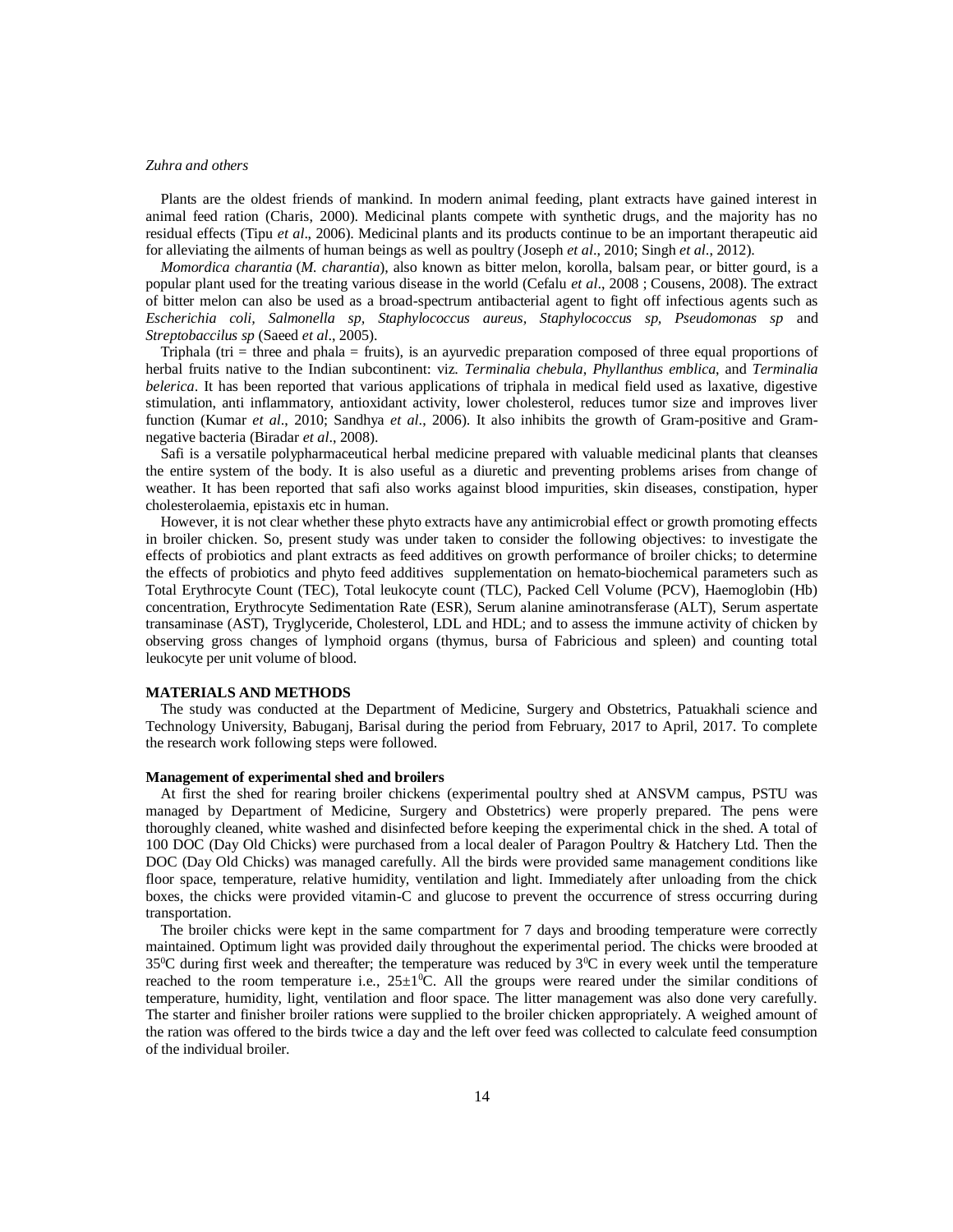Plants are the oldest friends of mankind. In modern animal feeding, plant extracts have gained interest in animal feed ration (Charis, 2000). Medicinal plants compete with synthetic drugs, and the majority has no residual effects (Tipu *et al*., 2006). Medicinal plants and its products continue to be an important therapeutic aid for alleviating the ailments of human beings as well as poultry (Joseph *et al*., 2010; Singh *et al*., 2012).

*Momordica charantia* (*M. charantia*), also known as bitter melon, korolla, balsam pear, or bitter gourd, is a popular plant used for the treating various disease in the world (Cefalu *et al*., 2008 ; Cousens, 2008). The extract of bitter melon can also be used as a broad-spectrum antibacterial agent to fight off infectious agents such as *Escherichia coli, Salmonella sp, Staphylococcus aureus, Staphylococcus sp, Pseudomonas sp* and *Streptobaccilus sp* (Saeed *et al*., 2005).

Triphala (tri = three and phala = fruits), is an ayurvedic preparation composed of three equal proportions of herbal fruits native to the Indian subcontinent: viz. *Terminalia chebula*, *Phyllanthus emblica*, and *Terminalia belerica*. It has been reported that various applications of triphala in medical field used as laxative, digestive stimulation, anti inflammatory, antioxidant activity, lower cholesterol, reduces tumor size and improves liver function (Kumar *et al*., 2010; Sandhya *et al*., 2006). It also inhibits the growth of Gram-positive and Gram-negative bacteria (Biradar *et al*., 2008).

Safi is a versatile polypharmaceutical herbal medicine prepared with valuable medicinal plants that cleanses the entire system of the body. It is also useful as a diuretic and preventing problems arises from change of weather. It has been reported that safi also works against blood impurities, skin diseases, constipation, hyper cholesterolaemia, epistaxis etc in human.

However, it is not clear whether these phyto extracts have any antimicrobial effect or growth promoting effects in broiler chicken. So, present study was under taken to consider the following objectives: to investigate the effects of probiotics and plant extracts as feed additives on growth performance of broiler chicks; to determine the effects of probiotics and phyto feed additives supplementation on hemato-biochemical parameters such as Total Erythrocyte Count (TEC), Total leukocyte count (TLC), Packed Cell Volume (PCV), Haemoglobin (Hb) concentration, Erythrocyte Sedimentation Rate (ESR), Serum alanine aminotransferase (ALT), Serum aspertate transaminase (AST), Tryglyceride, Cholesterol, LDL and HDL; and to assess the immune activity of chicken by observing gross changes of lymphoid organs (thymus, bursa of Fabricious and spleen) and counting total leukocyte per unit volume of blood.

## MATERIALS AND METHODS

The study was conducted at the Department of Medicine, Surgery and Obstetrics, Patuakhali science and Technology University, Babuganj, Barisal during the period from February, 2017 to April, 2017. To complete the research work following steps were followed.

### Management of experimental shed and broilers

At first the shed for rearing broiler chickens (experimental poultry shed at ANSVM campus, PSTU was managed by Department of Medicine, Surgery and Obstetrics) were properly prepared. The pens were thoroughly cleaned, white washed and disinfected before keeping the experimental chick in the shed. A total of 100 DOC (Day Old Chicks) were purchased from a local dealer of Paragon Poultry & Hatchery Ltd. Then the DOC (Day Old Chicks) was managed carefully. All the birds were provided same management conditions like floor space, temperature, relative humidity, ventilation and light. Immediately after unloading from the chick boxes, the chicks were provided vitamin-C and glucose to prevent the occurrence of stress occurring during transportation.

The broiler chicks were kept in the same compartment for 7 days and brooding temperature were correctly maintained. Optimum light was provided daily throughout the experimental period. The chicks were brooded at $35^0$C during first week and thereafter; the temperature was reduced by $3^0$C in every week until the temperature reached to the room temperature i.e., $25\pm1^0$C. All the groups were reared under the similar conditions of temperature, humidity, light, ventilation and floor space. The litter management was also done very carefully. The starter and finisher broiler rations were supplied to the broiler chicken appropriately. A weighed amount of the ration was offered to the birds twice a day and the left over feed was collected to calculate feed consumption of the individual broiler.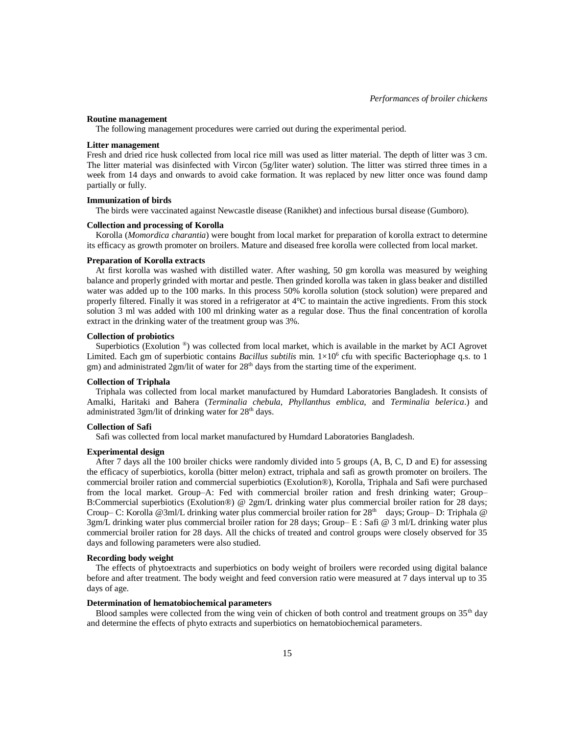### Routine management

The following management procedures were carried out during the experimental period.

### Litter management

Fresh and dried rice husk collected from local rice mill was used as litter material. The depth of litter was 3 cm. The litter material was disinfected with Vircon (5g/liter water) solution. The litter was stirred three times in a week from 14 days and onwards to avoid cake formation. It was replaced by new litter once was found damp partially or fully.

### Immunization of birds

The birds were vaccinated against Newcastle disease (Ranikhet) and infectious bursal disease (Gumboro).

### Collection and processing of Korolla

Korolla (*Momordica charantia*) were bought from local market for preparation of korolla extract to determine its efficacy as growth promoter on broilers. Mature and diseased free korolla were collected from local market.

### Preparation of Korolla extracts

At first korolla was washed with distilled water. After washing, 50 gm korolla was measured by weighing balance and properly grinded with mortar and pestle. Then grinded korolla was taken in glass beaker and distilled water was added up to the 100 marks. In this process 50% korolla solution (stock solution) were prepared and properly filtered. Finally it was stored in a refrigerator at 4°C to maintain the active ingredients. From this stock solution 3 ml was added with 100 ml drinking water as a regular dose. Thus the final concentration of korolla extract in the drinking water of the treatment group was 3%.

### Collection of probiotics

Superbiotics (Exolution ®) was collected from local market, which is available in the market by ACI Agrovet Limited. Each gm of superbiotic contains *Bacillus subtilis* min. $1\times10^6$ cfu with specific Bacteriophage q.s. to 1 gm) and administrated 2gm/lit of water for 28th days from the starting time of the experiment.

### Collection of Triphala

Triphala was collected from local market manufactured by Humdard Laboratories Bangladesh. It consists of Amalki, Haritaki and Bahera (*Terminalia chebula*, *Phyllanthus emblica*, and *Terminalia belerica*.) and administrated 3gm/lit of drinking water for 28th days.

### Collection of Safi

Safi was collected from local market manufactured by Humdard Laboratories Bangladesh.

### Experimental design

After 7 days all the 100 broiler chicks were randomly divided into 5 groups (A, B, C, D and E) for assessing the efficacy of superbiotics, korolla (bitter melon) extract, triphala and safi as growth promoter on broilers. The commercial broiler ration and commercial superbiotics (Exolution®), Korolla, Triphala and Safi were purchased from the local market. Group–A: Fed with commercial broiler ration and fresh drinking water; Group–B:Commercial superbiotics (Exolution®) @ 2gm/L drinking water plus commercial broiler ration for 28 days; Croup– C: Korolla @3ml/L drinking water plus commercial broiler ration for 28th days; Group– D: Triphala @ 3gm/L drinking water plus commercial broiler ration for 28 days; Group– E : Safi @ 3 ml/L drinking water plus commercial broiler ration for 28 days. All the chicks of treated and control groups were closely observed for 35 days and following parameters were also studied.

### Recording body weight

The effects of phytoextracts and superbiotics on body weight of broilers were recorded using digital balance before and after treatment. The body weight and feed conversion ratio were measured at 7 days interval up to 35 days of age.

### Determination of hematobiochemical parameters

Blood samples were collected from the wing vein of chicken of both control and treatment groups on 35th day and determine the effects of phyto extracts and superbiotics on hematobiochemical parameters.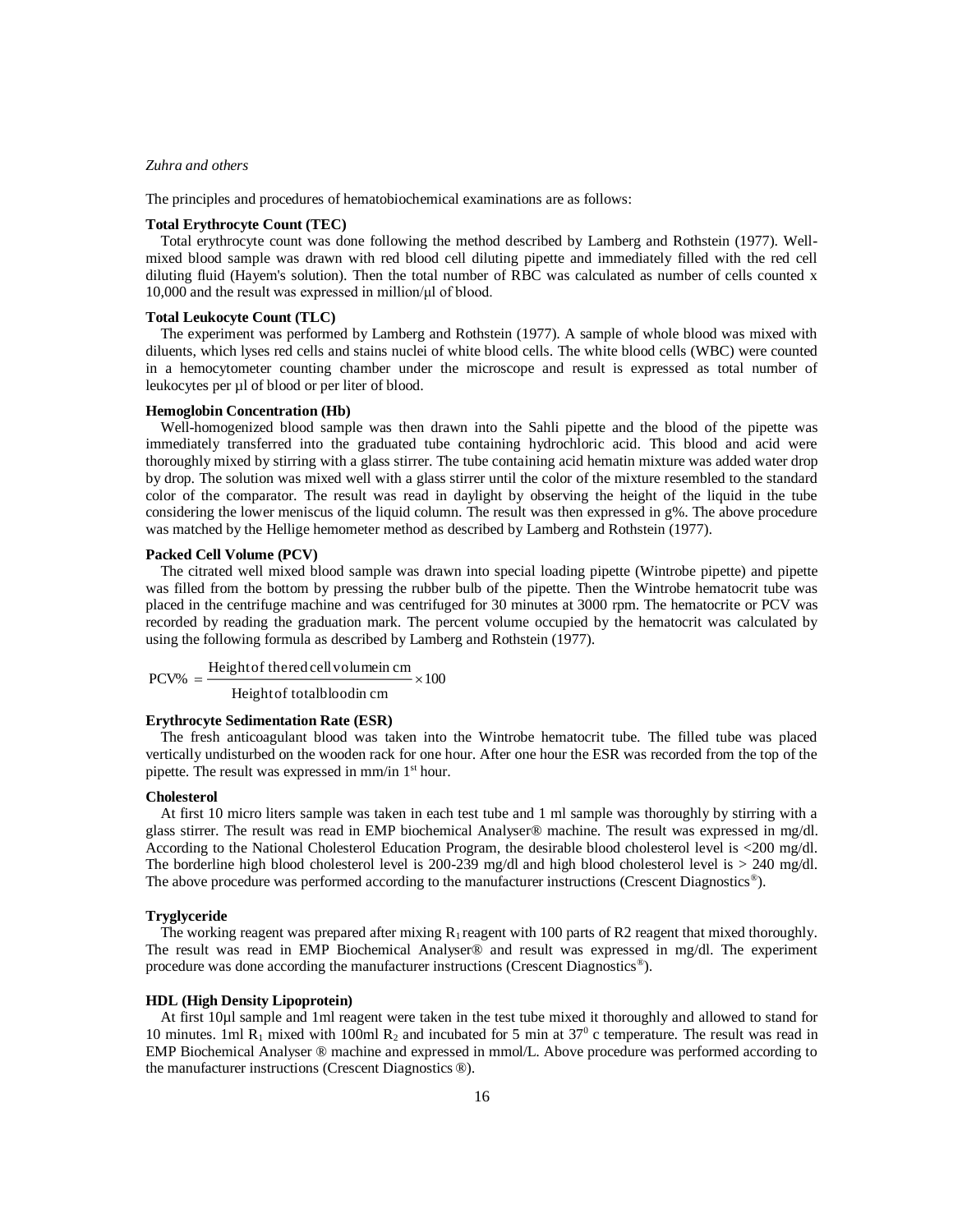The principles and procedures of hematobiochemical examinations are as follows:

**Total Erythrocyte Count (TEC)**

Total erythrocyte count was done following the method described by Lamberg and Rothstein (1977). Well-mixed blood sample was drawn with red blood cell diluting pipette and immediately filled with the red cell diluting fluid (Hayem's solution). Then the total number of RBC was calculated as number of cells counted x 10,000 and the result was expressed in million/μl of blood.

**Total Leukocyte Count (TLC)**

The experiment was performed by Lamberg and Rothstein (1977). A sample of whole blood was mixed with diluents, which lyses red cells and stains nuclei of white blood cells. The white blood cells (WBC) were counted in a hemocytometer counting chamber under the microscope and result is expressed as total number of leukocytes per μl of blood or per liter of blood.

**Hemoglobin Concentration (Hb)**

Well-homogenized blood sample was then drawn into the Sahli pipette and the blood of the pipette was immediately transferred into the graduated tube containing hydrochloric acid. This blood and acid were thoroughly mixed by stirring with a glass stirrer. The tube containing acid hematin mixture was added water drop by drop. The solution was mixed well with a glass stirrer until the color of the mixture resembled to the standard color of the comparator. The result was read in daylight by observing the height of the liquid in the tube considering the lower meniscus of the liquid column. The result was then expressed in g%. The above procedure was matched by the Hellige hemometer method as described by Lamberg and Rothstein (1977).

**Packed Cell Volume (PCV)**

The citrated well mixed blood sample was drawn into special loading pipette (Wintrobe pipette) and pipette was filled from the bottom by pressing the rubber bulb of the pipette. Then the Wintrobe hematocrit tube was placed in the centrifuge machine and was centrifuged for 30 minutes at 3000 rpm. The hematocrite or PCV was recorded by reading the graduation mark. The percent volume occupied by the hematocrit was calculated by using the following formula as described by Lamberg and Rothstein (1977).

$$\text{PCV\%} = \frac{\text{Height of the red cell volume in cm}}{\text{Height of total blood in cm}} \times 100$$

**Erythrocyte Sedimentation Rate (ESR)**

The fresh anticoagulant blood was taken into the Wintrobe hematocrit tube. The filled tube was placed vertically undisturbed on the wooden rack for one hour. After one hour the ESR was recorded from the top of the pipette. The result was expressed in mm/in 1st hour.

**Cholesterol**

At first 10 micro liters sample was taken in each test tube and 1 ml sample was thoroughly by stirring with a glass stirrer. The result was read in EMP biochemical Analyser® machine. The result was expressed in mg/dl. According to the National Cholesterol Education Program, the desirable blood cholesterol level is <200 mg/dl. The borderline high blood cholesterol level is 200-239 mg/dl and high blood cholesterol level is > 240 mg/dl. The above procedure was performed according to the manufacturer instructions (Crescent Diagnostics®).

**Tryglyceride**

The working reagent was prepared after mixing $R_1$ reagent with 100 parts of R2 reagent that mixed thoroughly. The result was read in EMP Biochemical Analyser® and result was expressed in mg/dl. The experiment procedure was done according the manufacturer instructions (Crescent Diagnostics®).

**HDL (High Density Lipoprotein)**

At first 10μl sample and 1ml reagent were taken in the test tube mixed it thoroughly and allowed to stand for 10 minutes. 1ml $R_1$ mixed with 100ml $R_2$ and incubated for 5 min at $37^0$ c temperature. The result was read in EMP Biochemical Analyser ® machine and expressed in mmol/L. Above procedure was performed according to the manufacturer instructions (Crescent Diagnostics ®).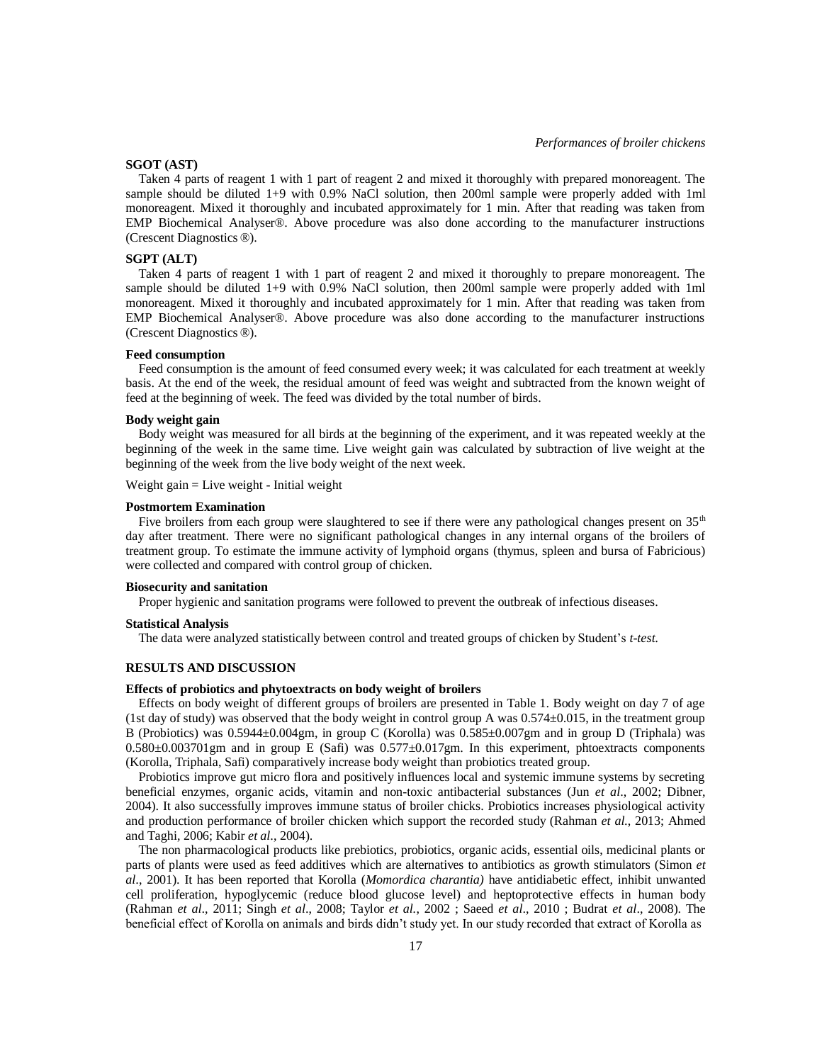### SGOT (AST)

Taken 4 parts of reagent 1 with 1 part of reagent 2 and mixed it thoroughly with prepared monoreagent. The sample should be diluted 1+9 with 0.9% NaCl solution, then 200ml sample were properly added with 1ml monoreagent. Mixed it thoroughly and incubated approximately for 1 min. After that reading was taken from EMP Biochemical Analyser®. Above procedure was also done according to the manufacturer instructions (Crescent Diagnostics ®).

### SGPT (ALT)

Taken 4 parts of reagent 1 with 1 part of reagent 2 and mixed it thoroughly to prepare monoreagent. The sample should be diluted 1+9 with 0.9% NaCl solution, then 200ml sample were properly added with 1ml monoreagent. Mixed it thoroughly and incubated approximately for 1 min. After that reading was taken from EMP Biochemical Analyser®. Above procedure was also done according to the manufacturer instructions (Crescent Diagnostics ®).

### Feed consumption

Feed consumption is the amount of feed consumed every week; it was calculated for each treatment at weekly basis. At the end of the week, the residual amount of feed was weight and subtracted from the known weight of feed at the beginning of week. The feed was divided by the total number of birds.

### Body weight gain

Body weight was measured for all birds at the beginning of the experiment, and it was repeated weekly at the beginning of the week in the same time. Live weight gain was calculated by subtraction of live weight at the beginning of the week from the live body weight of the next week.

Weight gain = Live weight - Initial weight

### Postmortem Examination

Five broilers from each group were slaughtered to see if there were any pathological changes present on 35th day after treatment. There were no significant pathological changes in any internal organs of the broilers of treatment group. To estimate the immune activity of lymphoid organs (thymus, spleen and bursa of Fabricious) were collected and compared with control group of chicken.

### Biosecurity and sanitation

Proper hygienic and sanitation programs were followed to prevent the outbreak of infectious diseases.

### Statistical Analysis

The data were analyzed statistically between control and treated groups of chicken by Student's *t-test.*

## RESULTS AND DISCUSSION

### Effects of probiotics and phytoextracts on body weight of broilers

Effects on body weight of different groups of broilers are presented in Table 1. Body weight on day 7 of age (1st day of study) was observed that the body weight in control group A was 0.574±0.015, in the treatment group B (Probiotics) was 0.5944±0.004gm, in group C (Korolla) was 0.585±0.007gm and in group D (Triphala) was 0.580±0.003701gm and in group E (Safi) was 0.577±0.017gm. In this experiment, phtoextracts components (Korolla, Triphala, Safi) comparatively increase body weight than probiotics treated group.

Probiotics improve gut micro flora and positively influences local and systemic immune systems by secreting beneficial enzymes, organic acids, vitamin and non-toxic antibacterial substances (Jun *et al*., 2002; Dibner, 2004). It also successfully improves immune status of broiler chicks. Probiotics increases physiological activity and production performance of broiler chicken which support the recorded study (Rahman *et al.*, 2013; Ahmed and Taghi, 2006; Kabir *et al*., 2004).

The non pharmacological products like prebiotics, probiotics, organic acids, essential oils, medicinal plants or parts of plants were used as feed additives which are alternatives to antibiotics as growth stimulators (Simon *et al*., 2001). It has been reported that Korolla (*Momordica charantia)* have antidiabetic effect, inhibit unwanted cell proliferation, hypoglycemic (reduce blood glucose level) and heptoprotective effects in human body (Rahman *et al*., 2011; Singh *et al*., 2008; Taylor *et al.*, 2002 ; Saeed *et al*., 2010 ; Budrat *et al*., 2008). The beneficial effect of Korolla on animals and birds didn't study yet. In our study recorded that extract of Korolla as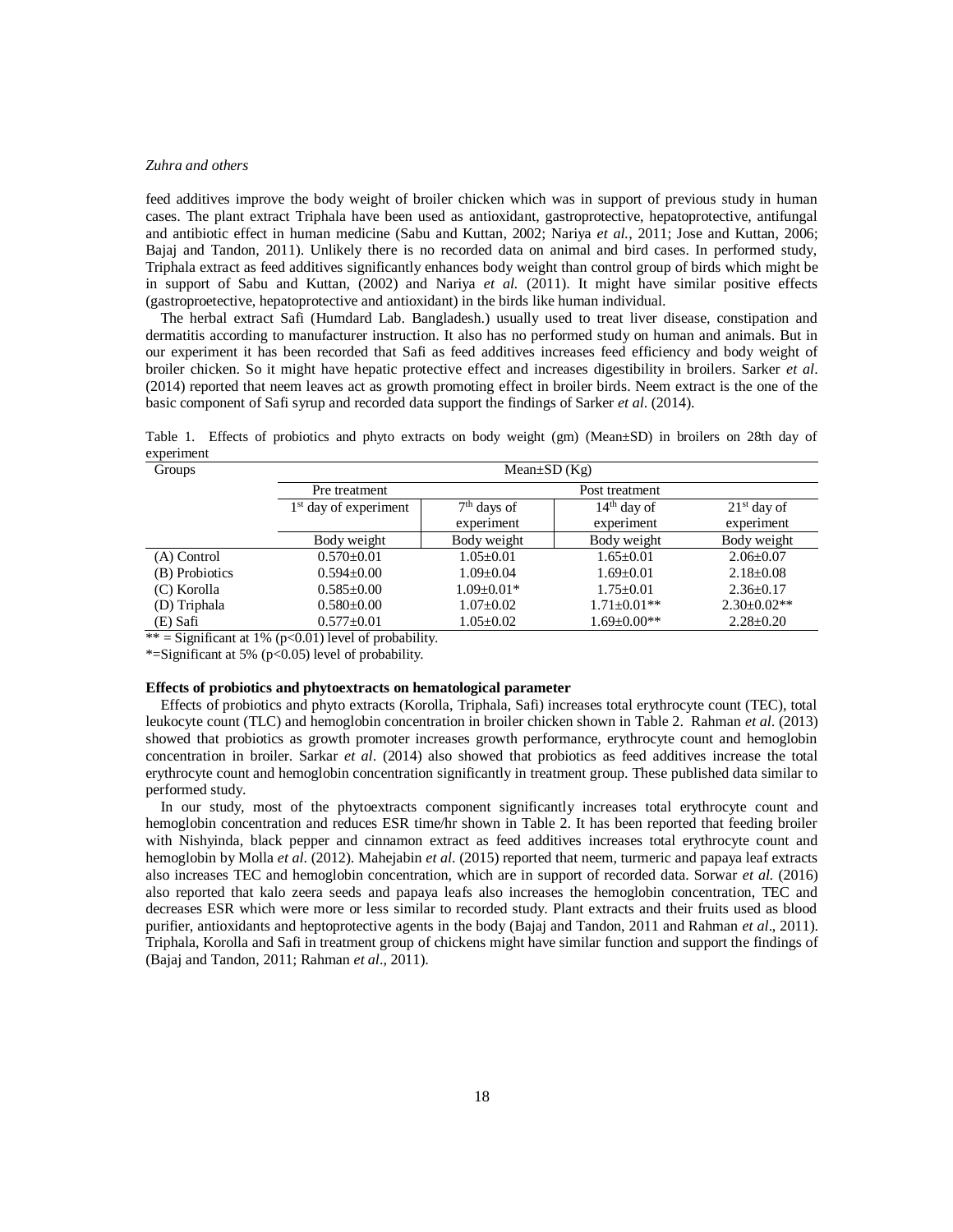feed additives improve the body weight of broiler chicken which was in support of previous study in human cases. The plant extract Triphala have been used as antioxidant, gastroprotective, hepatoprotective, antifungal and antibiotic effect in human medicine (Sabu and Kuttan, 2002; Nariya *et al.*, 2011; Jose and Kuttan, 2006; Bajaj and Tandon, 2011). Unlikely there is no recorded data on animal and bird cases. In performed study, Triphala extract as feed additives significantly enhances body weight than control group of birds which might be in support of Sabu and Kuttan, (2002) and Nariya *et al.* (2011). It might have similar positive effects (gastroproetective, hepatoprotective and antioxidant) in the birds like human individual.

The herbal extract Safi (Humdard Lab. Bangladesh.) usually used to treat liver disease, constipation and dermatitis according to manufacturer instruction. It also has no performed study on human and animals. But in our experiment it has been recorded that Safi as feed additives increases feed efficiency and body weight of broiler chicken. So it might have hepatic protective effect and increases digestibility in broilers. Sarker *et al*. (2014) reported that neem leaves act as growth promoting effect in broiler birds. Neem extract is the one of the basic component of Safi syrup and recorded data support the findings of Sarker *et al*. (2014).

Table 1. Effects of probiotics and phyto extracts on body weight (gm) (Mean±SD) in broilers on 28th day of experiment

| Groups | Mean±SD (Kg) | | | |
|---|---|---|---|---|
| | Pre treatment | Post treatment | | |
| | 1st day of experiment | 7th days of experiment | 14th day of experiment | 21st day of experiment |
| | Body weight | Body weight | Body weight | Body weight |
| (A) Control | 0.570±0.01 | 1.05±0.01 | 1.65±0.01 | 2.06±0.07 |
| (B) Probiotics | 0.594±0.00 | 1.09±0.04 | 1.69±0.01 | 2.18±0.08 |
| (C) Korolla | 0.585±0.00 | 1.09±0.01* | 1.75±0.01 | 2.36±0.17 |
| (D) Triphala | 0.580±0.00 | 1.07±0.02 | 1.71±0.01** | 2.30±0.02** |
| (E) Safi | 0.577±0.01 | 1.05±0.02 | 1.69±0.00** | 2.28±0.20 |

** = Significant at 1% ($p<0.01$) level of probability.

*=Significant at 5% ($p<0.05$) level of probability.

**Effects of probiotics and phytoextracts on hematological parameter**

Effects of probiotics and phyto extracts (Korolla, Triphala, Safi) increases total erythrocyte count (TEC), total leukocyte count (TLC) and hemoglobin concentration in broiler chicken shown in Table 2. Rahman *et al*. (2013) showed that probiotics as growth promoter increases growth performance, erythrocyte count and hemoglobin concentration in broiler. Sarkar *et al*. (2014) also showed that probiotics as feed additives increase the total erythrocyte count and hemoglobin concentration significantly in treatment group. These published data similar to performed study.

In our study, most of the phytoextracts component significantly increases total erythrocyte count and hemoglobin concentration and reduces ESR time/hr shown in Table 2. It has been reported that feeding broiler with Nishyinda, black pepper and cinnamon extract as feed additives increases total erythrocyte count and hemoglobin by Molla *et al*. (2012). Mahejabin *et al*. (2015) reported that neem, turmeric and papaya leaf extracts also increases TEC and hemoglobin concentration, which are in support of recorded data. Sorwar *et al.* (2016) also reported that kalo zeera seeds and papaya leafs also increases the hemoglobin concentration, TEC and decreases ESR which were more or less similar to recorded study. Plant extracts and their fruits used as blood purifier, antioxidants and heptoprotective agents in the body (Bajaj and Tandon, 2011 and Rahman *et al*., 2011). Triphala, Korolla and Safi in treatment group of chickens might have similar function and support the findings of (Bajaj and Tandon, 2011; Rahman *et al*., 2011).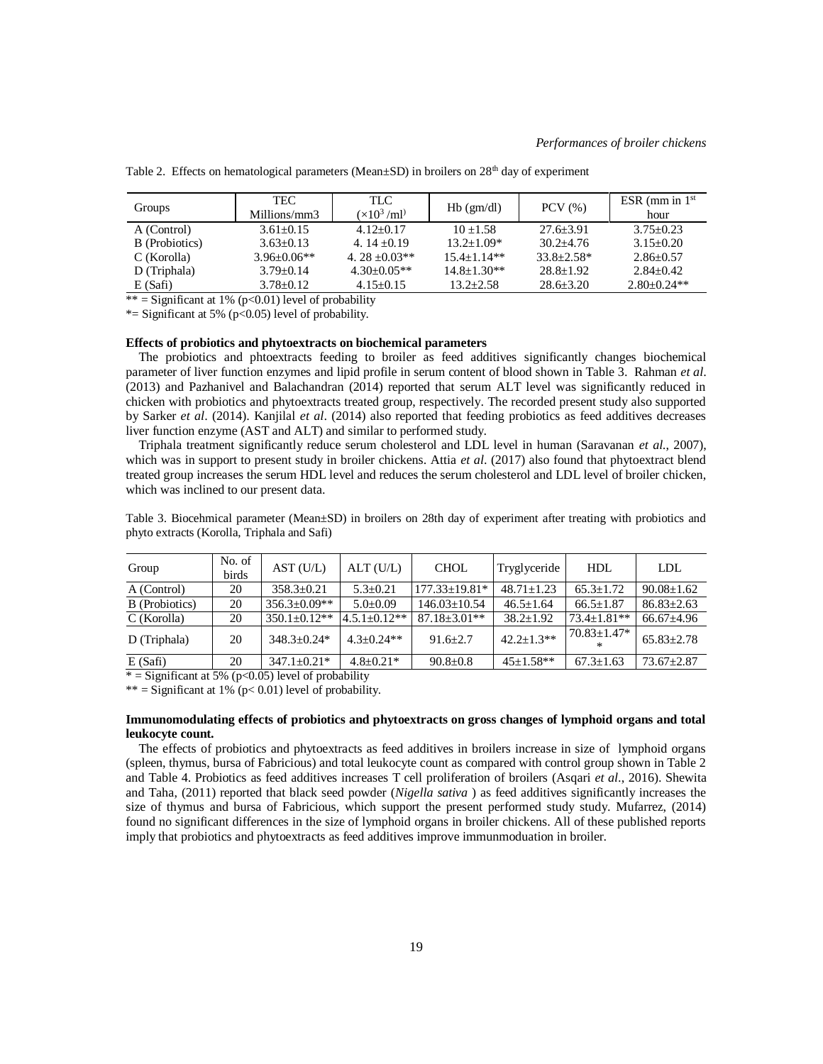Table 2. Effects on hematological parameters (Mean±SD) in broilers on 28[th] day of experiment

| Groups | TEC Millions/mm3 | TLC ($\times 10^3$ /ml) | Hb (gm/dl) | PCV (%) | ESR (mm in 1[st] hour |
|---|---|---|---|---|---|
| A (Control) | 3.61±0.15 | 4.12±0.17 | 10 ±1.58 | 27.6±3.91 | 3.75±0.23 |
| B (Probiotics) | 3.63±0.13 | 4. 14 ±0.19 | 13.2±1.09* | 30.2±4.76 | 3.15±0.20 |
| C (Korolla) | 3.96±0.06** | 4. 28 ±0.03** | 15.4±1.14** | 33.8±2.58* | 2.86±0.57 |
| D (Triphala) | 3.79±0.14 | 4.30±0.05** | 14.8±1.30** | 28.8±1.92 | 2.84±0.42 |
| E (Safi) | 3.78±0.12 | 4.15±0.15 | 13.2±2.58 | 28.6±3.20 | 2.80±0.24** |

** = Significant at 1% ($p<0.01$) level of probability

*= Significant at 5% ($p<0.05$) level of probability.

**Effects of probiotics and phytoextracts on biochemical parameters**

The probiotics and phtoextracts feeding to broiler as feed additives significantly changes biochemical parameter of liver function enzymes and lipid profile in serum content of blood shown in Table 3. Rahman *et al*. (2013) and Pazhanivel and Balachandran (2014) reported that serum ALT level was significantly reduced in chicken with probiotics and phytoextracts treated group, respectively. The recorded present study also supported by Sarker *et al*. (2014). Kanjilal *et al*. (2014) also reported that feeding probiotics as feed additives decreases liver function enzyme (AST and ALT) and similar to performed study.

Triphala treatment significantly reduce serum cholesterol and LDL level in human (Saravanan *et al.*, 2007), which was in support to present study in broiler chickens. Attia *et al*. (2017) also found that phytoextract blend treated group increases the serum HDL level and reduces the serum cholesterol and LDL level of broiler chicken, which was inclined to our present data.

Table 3. Biocehmical parameter (Mean±SD) in broilers on 28th day of experiment after treating with probiotics and phyto extracts (Korolla, Triphala and Safi)

| Group | No. of birds | AST (U/L) | ALT (U/L) | CHOL | Tryglyceride | HDL | LDL |
|---|---|---|---|---|---|---|---|
| A (Control) | 20 | 358.3±0.21 | 5.3±0.21 | 177.33±19.81* | 48.71±1.23 | 65.3±1.72 | 90.08±1.62 |
| B (Probiotics) | 20 | 356.3±0.09** | 5.0±0.09 | 146.03±10.54 | 46.5±1.64 | 66.5±1.87 | 86.83±2.63 |
| C (Korolla) | 20 | 350.1±0.12** | 4.5.1±0.12** | 87.18±3.01** | 38.2±1.92 | 73.4±1.81** | 66.67±4.96 |
| D (Triphala) | 20 | 348.3±0.24* | 4.3±0.24** | 91.6±2.7 | 42.2±1.3** | 70.83±1.47** | 65.83±2.78 |
| E (Safi) | 20 | 347.1±0.21* | 4.8±0.21* | 90.8±0.8 | 45±1.58** | 67.3±1.63 | 73.67±2.87 |

* = Significant at 5% ($p<0.05$) level of probability

** = Significant at 1% ($p< 0.01$) level of probability.

**Immunomodulating effects of probiotics and phytoextracts on gross changes of lymphoid organs and total leukocyte count.**

The effects of probiotics and phytoextracts as feed additives in broilers increase in size of lymphoid organs (spleen, thymus, bursa of Fabricious) and total leukocyte count as compared with control group shown in Table 2 and Table 4. Probiotics as feed additives increases T cell proliferation of broilers (Asqari *et al.*, 2016). Shewita and Taha, (2011) reported that black seed powder (*Nigella sativa* ) as feed additives significantly increases the size of thymus and bursa of Fabricious, which support the present performed study study. Mufarrez, (2014) found no significant differences in the size of lymphoid organs in broiler chickens. All of these published reports imply that probiotics and phytoextracts as feed additives improve immunmoduation in broiler.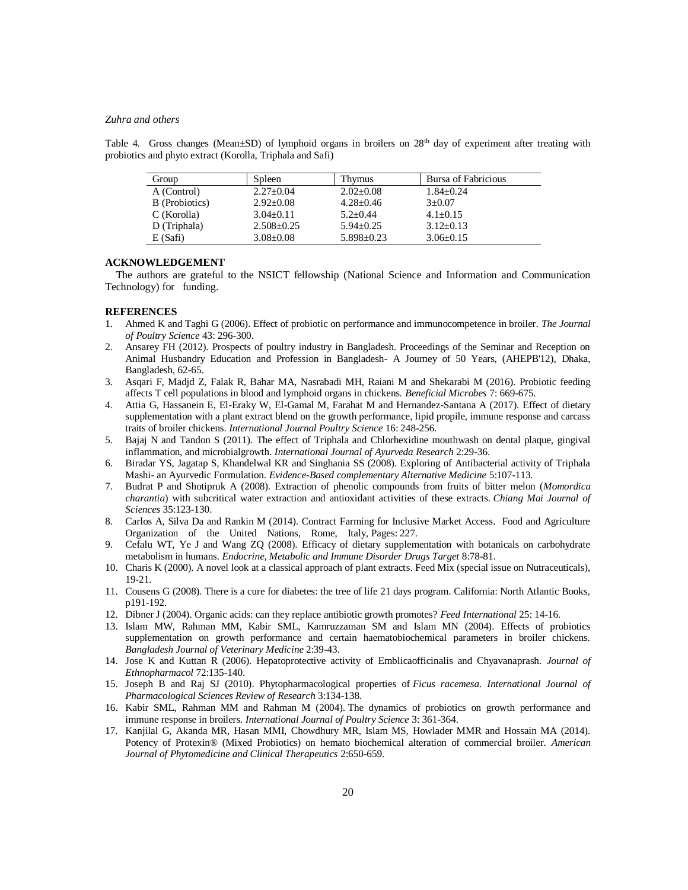Table 4. Gross changes (Mean±SD) of lymphoid organs in broilers on 28th day of experiment after treating with probiotics and phyto extract (Korolla, Triphala and Safi)

| Group | Spleen | Thymus | Bursa of Fabricious |
|---|---|---|---|
| A (Control) | 2.27±0.04 | 2.02±0.08 | 1.84±0.24 |
| B (Probiotics) | 2.92±0.08 | 4.28±0.46 | 3±0.07 |
| C (Korolla) | 3.04±0.11 | 5.2±0.44 | 4.1±0.15 |
| D (Triphala) | 2.508±0.25 | 5.94±0.25 | 3.12±0.13 |
| E (Safi) | 3.08±0.08 | 5.898±0.23 | 3.06±0.15 |

## ACKNOWLEDGEMENT

The authors are grateful to the NSICT fellowship (National Science and Information and Communication Technology) for funding.

## REFERENCES

1. Ahmed K and Taghi G (2006). Effect of probiotic on performance and immunocompetence in broiler. *The Journal of Poultry Science* 43: 296-300.
2. Ansarey FH (2012). Prospects of poultry industry in Bangladesh. Proceedings of the Seminar and Reception on Animal Husbandry Education and Profession in Bangladesh- A Journey of 50 Years, (AHEPB'12), Dhaka, Bangladesh, 62-65.
3. Asqari F, Madjd Z, Falak R, Bahar MA, Nasrabadi MH, Raiani M and Shekarabi M (2016). Probiotic feeding affects T cell populations in blood and lymphoid organs in chickens. *Beneficial Microbes* 7: 669-675.
4. Attia G, Hassanein E, El-Eraky W, El-Gamal M, Farahat M and Hernandez-Santana A (2017). Effect of dietary supplementation with a plant extract blend on the growth performance, lipid propile, immune response and carcass traits of broiler chickens. *International Journal Poultry Science* 16: 248-256.
5. Bajaj N and Tandon S (2011). The effect of Triphala and Chlorhexidine mouthwash on dental plaque, gingival inflammation, and microbialgrowth. *International Journal of Ayurveda Research* 2:29-36.
6. Biradar YS, Jagatap S, Khandelwal KR and Singhania SS (2008). Exploring of Antibacterial activity of Triphala Mashi- an Ayurvedic Formulation. *Evidence-Based complementary Alternative Medicine* 5:107-113.
7. Budrat P and Shotipruk A (2008). Extraction of phenolic compounds from fruits of bitter melon (*Momordica charantia*) with subcritical water extraction and antioxidant activities of these extracts. *Chiang Mai Journal of Sciences* 35:123-130.
8. Carlos A, Silva Da and Rankin M (2014). Contract Farming for Inclusive Market Access. Food and Agriculture Organization of the United Nations, Rome, Italy, Pages: 227.
9. Cefalu WT, Ye J and Wang ZQ (2008). Efficacy of dietary supplementation with botanicals on carbohydrate metabolism in humans. *Endocrine, Metabolic and Immune Disorder Drugs Target* 8:78-81.
10. Charis K (2000). A novel look at a classical approach of plant extracts. Feed Mix (special issue on Nutraceuticals), 19-21.
11. Cousens G (2008). There is a cure for diabetes: the tree of life 21 days program. California: North Atlantic Books, p191-192.
12. Dibner J (2004). Organic acids: can they replace antibiotic growth promotes? *Feed International* 25: 14-16.
13. Islam MW, Rahman MM, Kabir SML, Kamruzzaman SM and Islam MN (2004). Effects of probiotics supplementation on growth performance and certain haematobiochemical parameters in broiler chickens. *Bangladesh Journal of Veterinary Medicine* 2:39-43.
14. Jose K and Kuttan R (2006). Hepatoprotective activity of Emblicaofficinalis and Chyavanaprash. *Journal of Ethnopharmacol* 72:135-140.
15. Joseph B and Raj SJ (2010). Phytopharmacological properties of *Ficus racemesa*. *International Journal of Pharmacological Sciences Review of Research* 3:134-138.
16. Kabir SML, Rahman MM and Rahman M (2004). The dynamics of probiotics on growth performance and immune response in broilers. *International Journal of Poultry Science* 3: 361-364.
17. Kanjilal G, Akanda MR, Hasan MMI, Chowdhury MR, Islam MS, Howlader MMR and Hossain MA (2014). Potency of Protexin® (Mixed Probiotics) on hemato biochemical alteration of commercial broiler. *American Journal of Phytomedicine and Clinical Therapeutics* 2:650-659.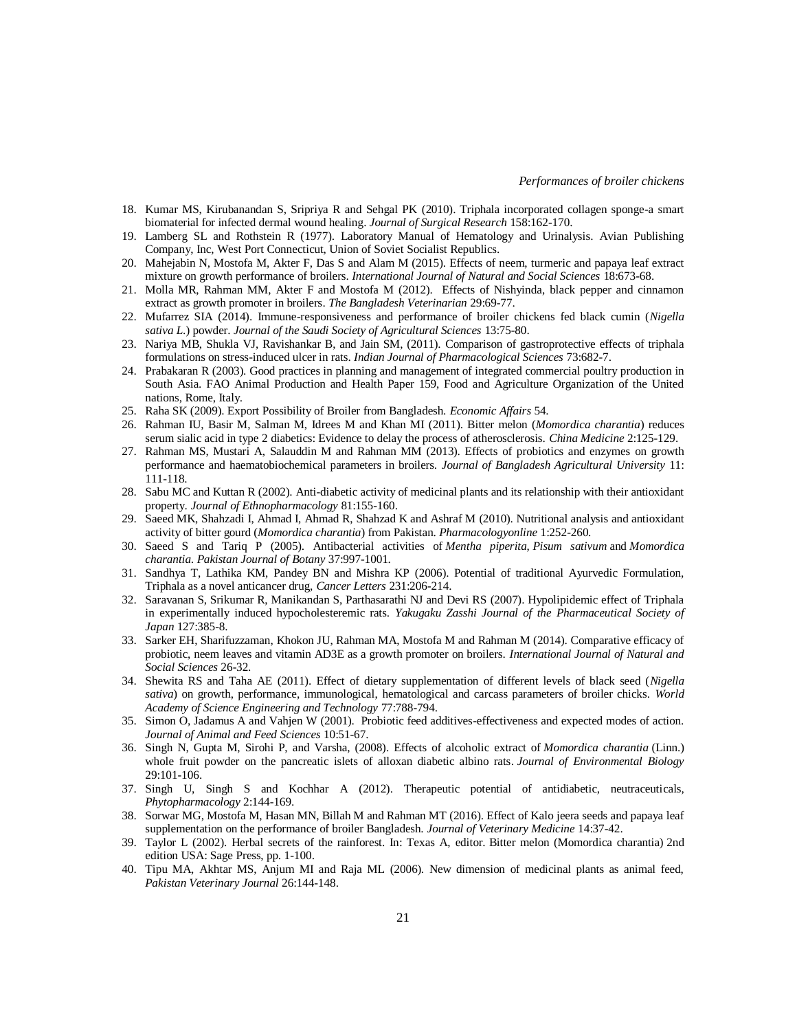18. Kumar MS, Kirubanandan S, Sripriya R and Sehgal PK (2010). Triphala incorporated collagen sponge-a smart biomaterial for infected dermal wound healing. *Journal of Surgical Research* 158:162-170.
19. Lamberg SL and Rothstein R (1977). Laboratory Manual of Hematology and Urinalysis. Avian Publishing Company, Inc, West Port Connecticut, Union of Soviet Socialist Republics.
20. Mahejabin N, Mostofa M, Akter F, Das S and Alam M (2015). Effects of neem, turmeric and papaya leaf extract mixture on growth performance of broilers. *International Journal of Natural and Social Sciences* 18:673-68.
21. Molla MR, Rahman MM, Akter F and Mostofa M (2012). Effects of Nishyinda, black pepper and cinnamon extract as growth promoter in broilers. *The Bangladesh Veterinarian* 29:69-77.
22. Mufarrez SIA (2014). Immune-responsiveness and performance of broiler chickens fed black cumin (*Nigella sativa L.*) powder. *Journal of the Saudi Society of Agricultural Sciences* 13:75-80.
23. Nariya MB, Shukla VJ, Ravishankar B, and Jain SM, (2011). Comparison of gastroprotective effects of triphala formulations on stress-induced ulcer in rats. *Indian Journal of Pharmacological Sciences* 73:682-7.
24. Prabakaran R (2003). Good practices in planning and management of integrated commercial poultry production in South Asia. FAO Animal Production and Health Paper 159, Food and Agriculture Organization of the United nations, Rome, Italy.
25. Raha SK (2009). Export Possibility of Broiler from Bangladesh. *Economic Affairs* 54.
26. Rahman IU, Basir M, Salman M, Idrees M and Khan MI (2011). Bitter melon (*Momordica charantia*) reduces serum sialic acid in type 2 diabetics: Evidence to delay the process of atherosclerosis. *China Medicine* 2:125-129.
27. Rahman MS, Mustari A, Salauddin M and Rahman MM (2013). Effects of probiotics and enzymes on growth performance and haematobiochemical parameters in broilers. *Journal of Bangladesh Agricultural University* 11: 111-118.
28. Sabu MC and Kuttan R (2002). Anti-diabetic activity of medicinal plants and its relationship with their antioxidant property. *Journal of Ethnopharmacology* 81:155-160.
29. Saeed MK, Shahzadi I, Ahmad I, Ahmad R, Shahzad K and Ashraf M (2010). Nutritional analysis and antioxidant activity of bitter gourd (*Momordica charantia*) from Pakistan. *Pharmacologyonline* 1:252-260.
30. Saeed S and Tariq P (2005). Antibacterial activities of *Mentha piperita*, *Pisum sativum* and *Momordica charantia*. *Pakistan Journal of Botany* 37:997-1001.
31. Sandhya T, Lathika KM, Pandey BN and Mishra KP (2006). Potential of traditional Ayurvedic Formulation, Triphala as a novel anticancer drug, *Cancer Letters* 231:206-214.
32. Saravanan S, Srikumar R, Manikandan S, Parthasarathi NJ and Devi RS (2007). Hypolipidemic effect of Triphala in experimentally induced hypocholesteremic rats. *Yakugaku Zasshi Journal of the Pharmaceutical Society of Japan* 127:385-8.
33. Sarker EH, Sharifuzzaman, Khokon JU, Rahman MA, Mostofa M and Rahman M (2014). Comparative efficacy of probiotic, neem leaves and vitamin AD3E as a growth promoter on broilers. *International Journal of Natural and Social Sciences* 26-32.
34. Shewita RS and Taha AE (2011). Effect of dietary supplementation of different levels of black seed (*Nigella sativa*) on growth, performance, immunological, hematological and carcass parameters of broiler chicks. *World Academy of Science Engineering and Technology* 77:788-794.
35. Simon O, Jadamus A and Vahjen W (2001). Probiotic feed additives-effectiveness and expected modes of action. *Journal of Animal and Feed Sciences* 10:51-67.
36. Singh N, Gupta M, Sirohi P, and Varsha, (2008). Effects of alcoholic extract of *Momordica charantia* (Linn.) whole fruit powder on the pancreatic islets of alloxan diabetic albino rats. *Journal of Environmental Biology* 29:101-106.
37. Singh U, Singh S and Kochhar A (2012). Therapeutic potential of antidiabetic, neutraceuticals, *Phytopharmacology* 2:144-169.
38. Sorwar MG, Mostofa M, Hasan MN, Billah M and Rahman MT (2016). Effect of Kalo jeera seeds and papaya leaf supplementation on the performance of broiler Bangladesh. *Journal of Veterinary Medicine* 14:37-42.
39. Taylor L (2002). Herbal secrets of the rainforest. In: Texas A, editor. Bitter melon (Momordica charantia) 2nd edition USA: Sage Press, pp. 1-100.
40. Tipu MA, Akhtar MS, Anjum MI and Raja ML (2006). New dimension of medicinal plants as animal feed, *Pakistan Veterinary Journal* 26:144-148.